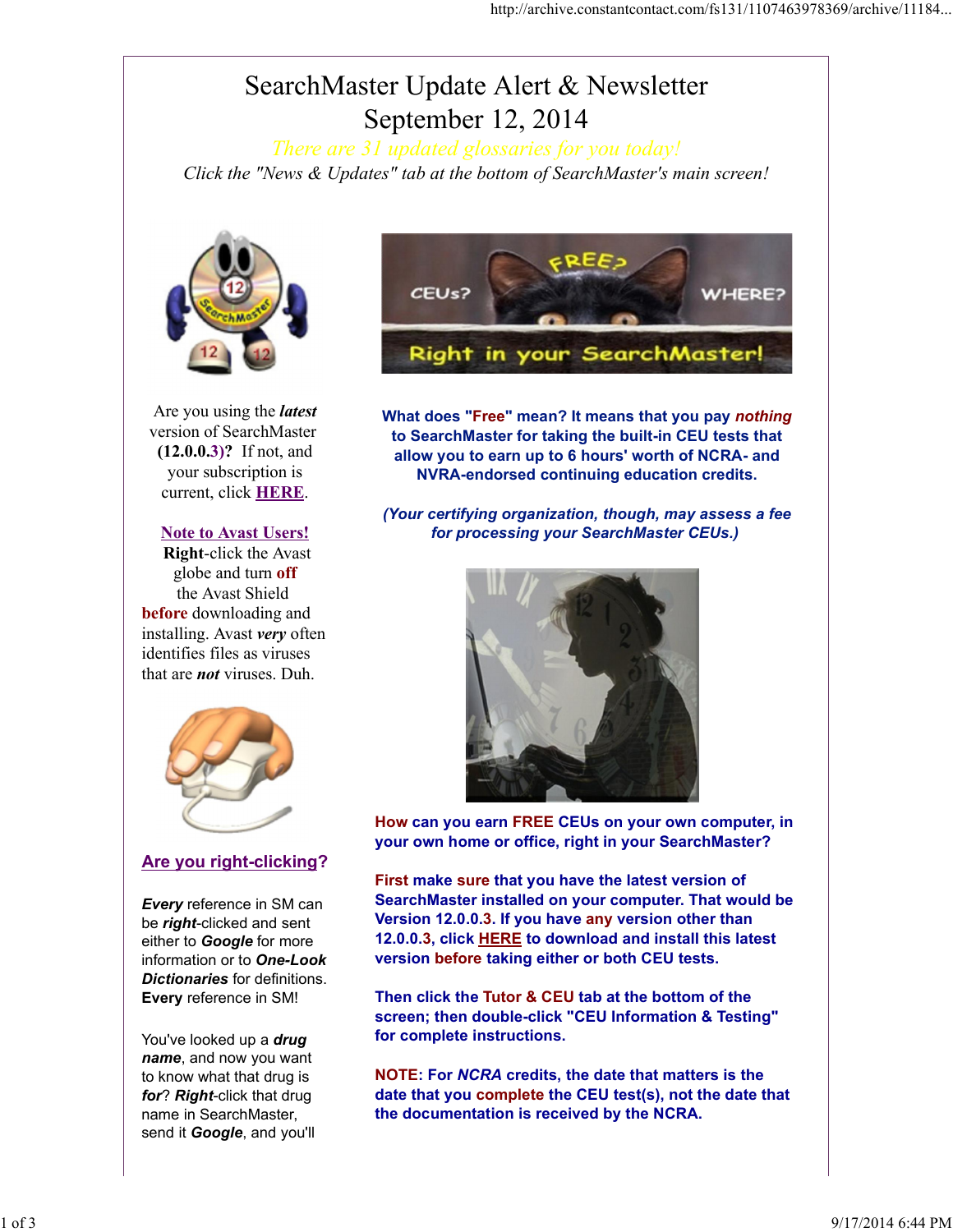# SearchMaster Update Alert & Newsletter
## September 12, 2014

*There are 31 updated glossaries for you today!*

*Click the "News & Updates" tab at the bottom of SearchMaster's main screen!*

Are you using the ***latest*** version of SearchMaster **(12.0.0.3)?** If not, and your subscription is current, click **HERE**.

**Note to Avast Users!**
**Right**-click the Avast globe and turn **off** the Avast Shield **before** downloading and installing. Avast ***very*** often identifies files as viruses that are ***not*** viruses. Duh.

## Are you right-clicking?

***Every*** reference in SM can be ***right***-clicked and sent either to ***Google*** for more information or to ***One-Look Dictionaries*** for definitions. **Every** reference in SM!

You've looked up a ***drug name***, and now you want to know what that drug is ***for***? ***Right***-click that drug name in SearchMaster, send it ***Google***, and you'll

**What does "Free" mean? It means that you pay *nothing* to SearchMaster for taking the built-in CEU tests that allow you to earn up to 6 hours' worth of NCRA- and NVRA-endorsed continuing education credits.**

***(Your certifying organization, though, may assess a fee for processing your SearchMaster CEUs.)***

**How can you earn FREE CEUs on your own computer, in your own home or office, right in your SearchMaster?**

**First make sure that you have the latest version of SearchMaster installed on your computer. That would be Version 12.0.0.3. If you have any version other than 12.0.0.3, click HERE to download and install this latest version before taking either or both CEU tests.**

**Then click the Tutor & CEU tab at the bottom of the screen; then double-click "CEU Information & Testing" for complete instructions.**

**NOTE: For *NCRA* credits, the date that matters is the date that you complete the CEU test(s), not the date that the documentation is received by the NCRA.**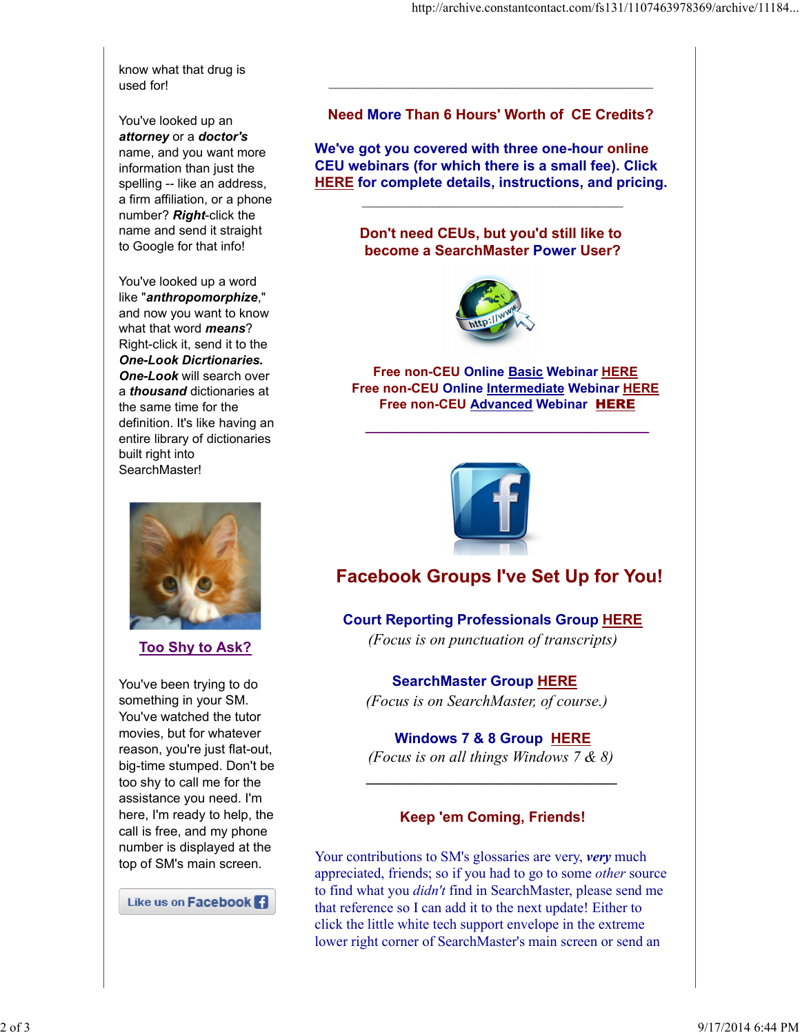know what that drug is used for!

You've looked up an ***attorney*** or a ***doctor's*** name, and you want more information than just the spelling -- like an address, a firm affiliation, or a phone number? ***Right***-click the name and send it straight to Google for that info!

You've looked up a word like "***anthropomorphize***," and now you want to know what that word ***means***? Right-click it, send it to the ***One-Look Dicrtionaries. One-Look*** will search over a ***thousand*** dictionaries at the same time for the definition. It's like having an entire library of dictionaries built right into SearchMaster!

**Too Shy to Ask?**

You've been trying to do something in your SM. You've watched the tutor movies, but for whatever reason, you're just flat-out, big-time stumped. Don't be too shy to call me for the assistance you need. I'm here, I'm ready to help, the call is free, and my phone number is displayed at the top of SM's main screen.

Like us on Facebook

---

## Need More Than 6 Hours' Worth of CE Credits?

**We've got you covered with three one-hour online CEU webinars (for which there is a small fee). Click HERE for complete details, instructions, and pricing.**

---

## Don't need CEUs, but you'd still like to become a SearchMaster Power User?

**Free non-CEU Online Basic Webinar HERE**
**Free non-CEU Online Intermediate Webinar HERE**
**Free non-CEU Advanced Webinar HERE**

---

## Facebook Groups I've Set Up for You!

**Court Reporting Professionals Group HERE**
*(Focus is on punctuation of transcripts)*

**SearchMaster Group HERE**
*(Focus is on SearchMaster, of course.)*

**Windows 7 & 8 Group HERE**
*(Focus is on all things Windows 7 & 8)*

---

## Keep 'em Coming, Friends!

Your contributions to SM's glossaries are very, ***very*** much appreciated, friends; so if you had to go to some *other* source to find what you *didn't* find in SearchMaster, please send me that reference so I can add it to the next update! Either to click the little white tech support envelope in the extreme lower right corner of SearchMaster's main screen or send an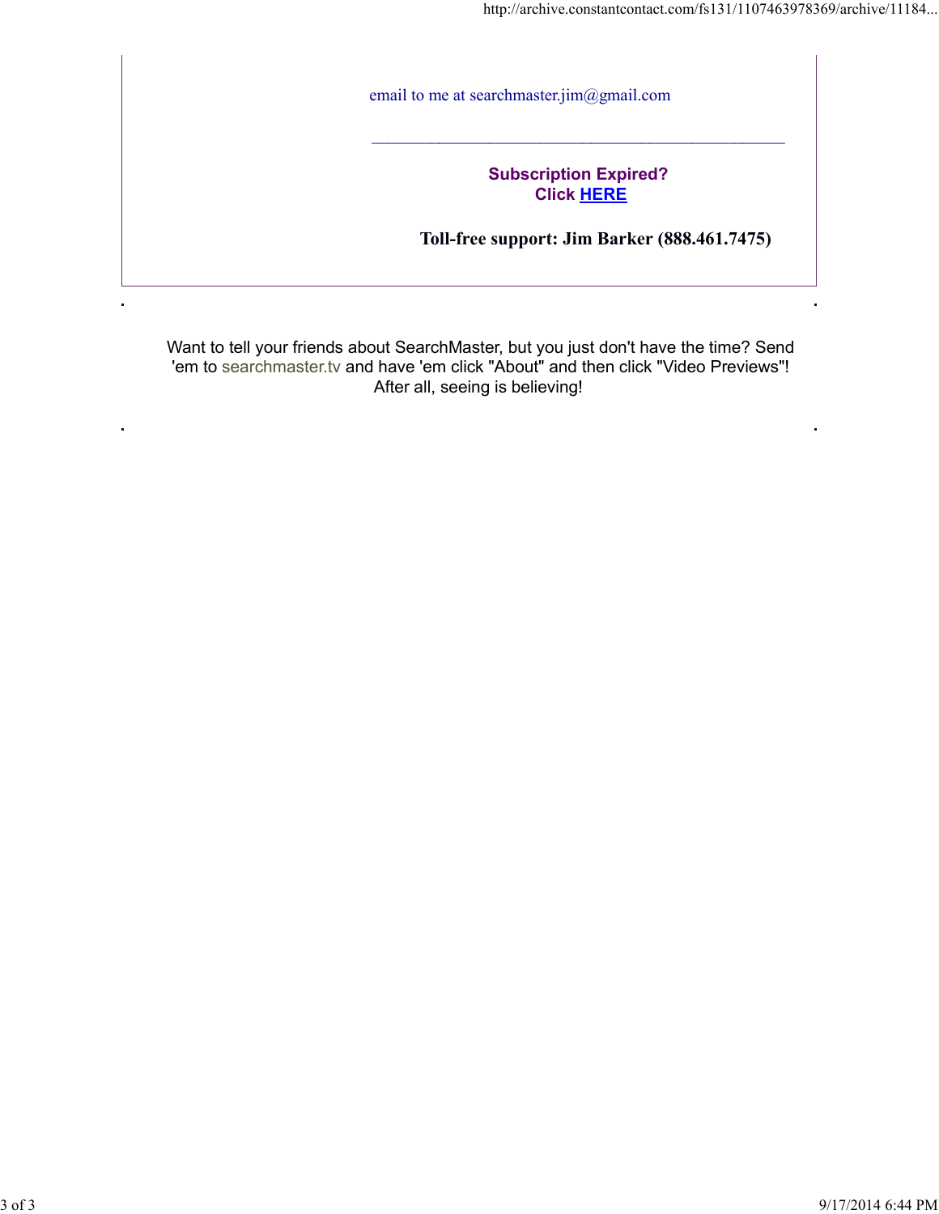email to me at searchmaster.jim@gmail.com

---

**Subscription Expired?**
**Click HERE**

**Toll-free support: Jim Barker (888.461.7475)**

Want to tell your friends about SearchMaster, but you just don't have the time? Send 'em to searchmaster.tv and have 'em click "About" and then click "Video Previews"! After all, seeing is believing!